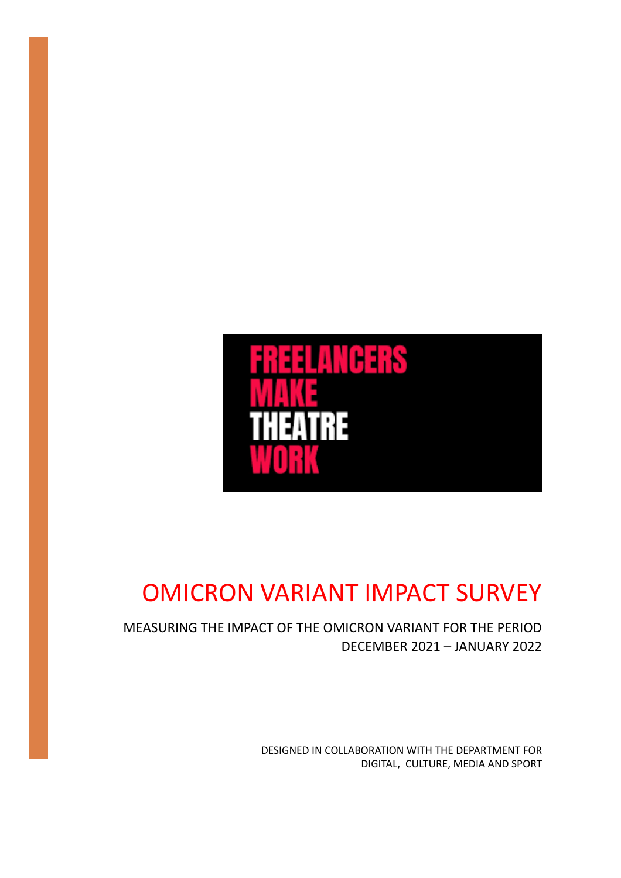FREELANCERS
MAKE
THEATRE
WORK

# OMICRON VARIANT IMPACT SURVEY

MEASURING THE IMPACT OF THE OMICRON VARIANT FOR THE PERIOD DECEMBER 2021 – JANUARY 2022

DESIGNED IN COLLABORATION WITH THE DEPARTMENT FOR DIGITAL, CULTURE, MEDIA AND SPORT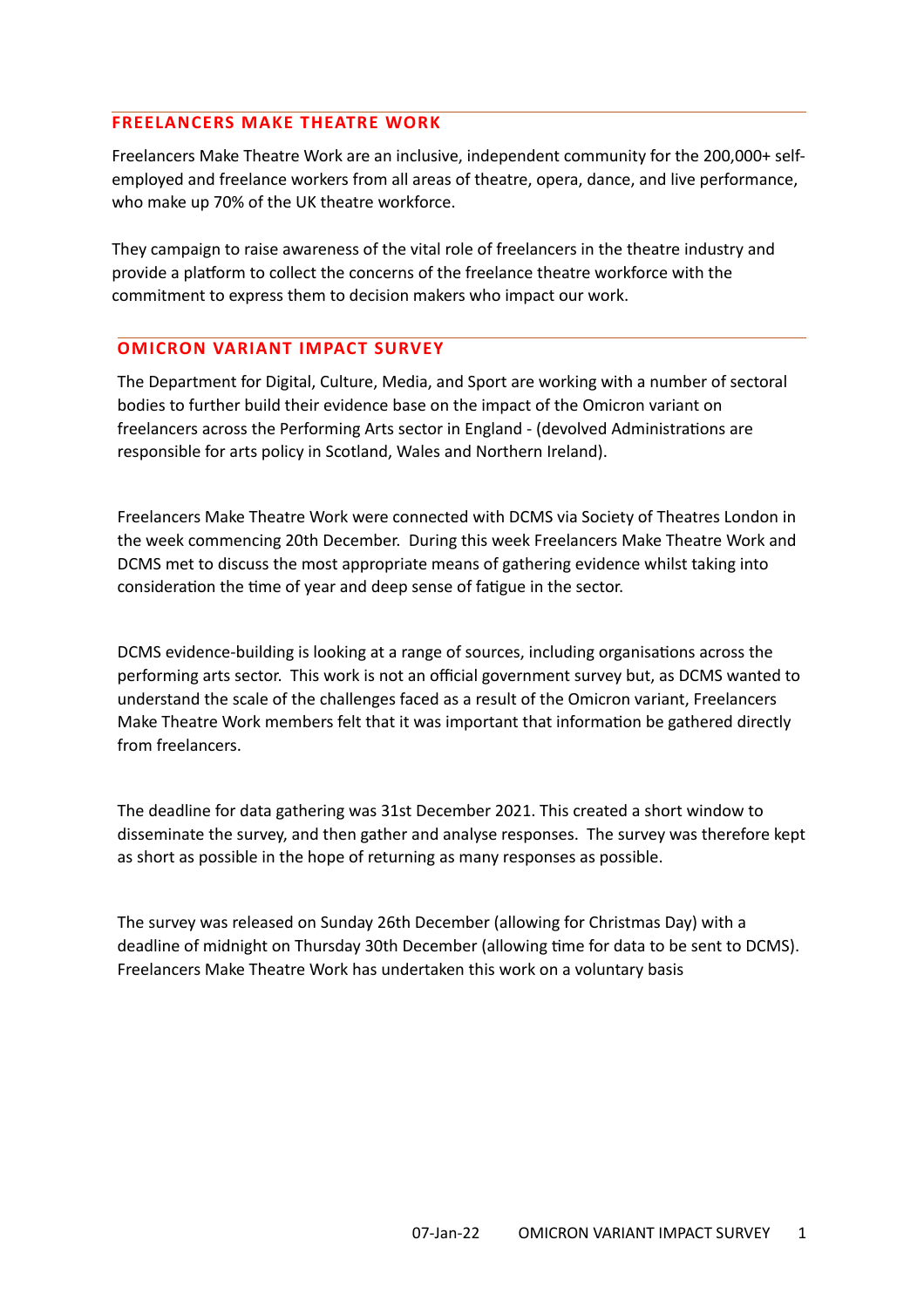## FREELANCERS MAKE THEATRE WORK

Freelancers Make Theatre Work are an inclusive, independent community for the 200,000+ self-employed and freelance workers from all areas of theatre, opera, dance, and live performance, who make up 70% of the UK theatre workforce.

They campaign to raise awareness of the vital role of freelancers in the theatre industry and provide a platform to collect the concerns of the freelance theatre workforce with the commitment to express them to decision makers who impact our work.

## OMICRON VARIANT IMPACT SURVEY

The Department for Digital, Culture, Media, and Sport are working with a number of sectoral bodies to further build their evidence base on the impact of the Omicron variant on freelancers across the Performing Arts sector in England - (devolved Administrations are responsible for arts policy in Scotland, Wales and Northern Ireland).

Freelancers Make Theatre Work were connected with DCMS via Society of Theatres London in the week commencing 20th December. During this week Freelancers Make Theatre Work and DCMS met to discuss the most appropriate means of gathering evidence whilst taking into consideration the time of year and deep sense of fatigue in the sector.

DCMS evidence-building is looking at a range of sources, including organisations across the performing arts sector. This work is not an official government survey but, as DCMS wanted to understand the scale of the challenges faced as a result of the Omicron variant, Freelancers Make Theatre Work members felt that it was important that information be gathered directly from freelancers.

The deadline for data gathering was 31st December 2021. This created a short window to disseminate the survey, and then gather and analyse responses. The survey was therefore kept as short as possible in the hope of returning as many responses as possible.

The survey was released on Sunday 26th December (allowing for Christmas Day) with a deadline of midnight on Thursday 30th December (allowing time for data to be sent to DCMS). Freelancers Make Theatre Work has undertaken this work on a voluntary basis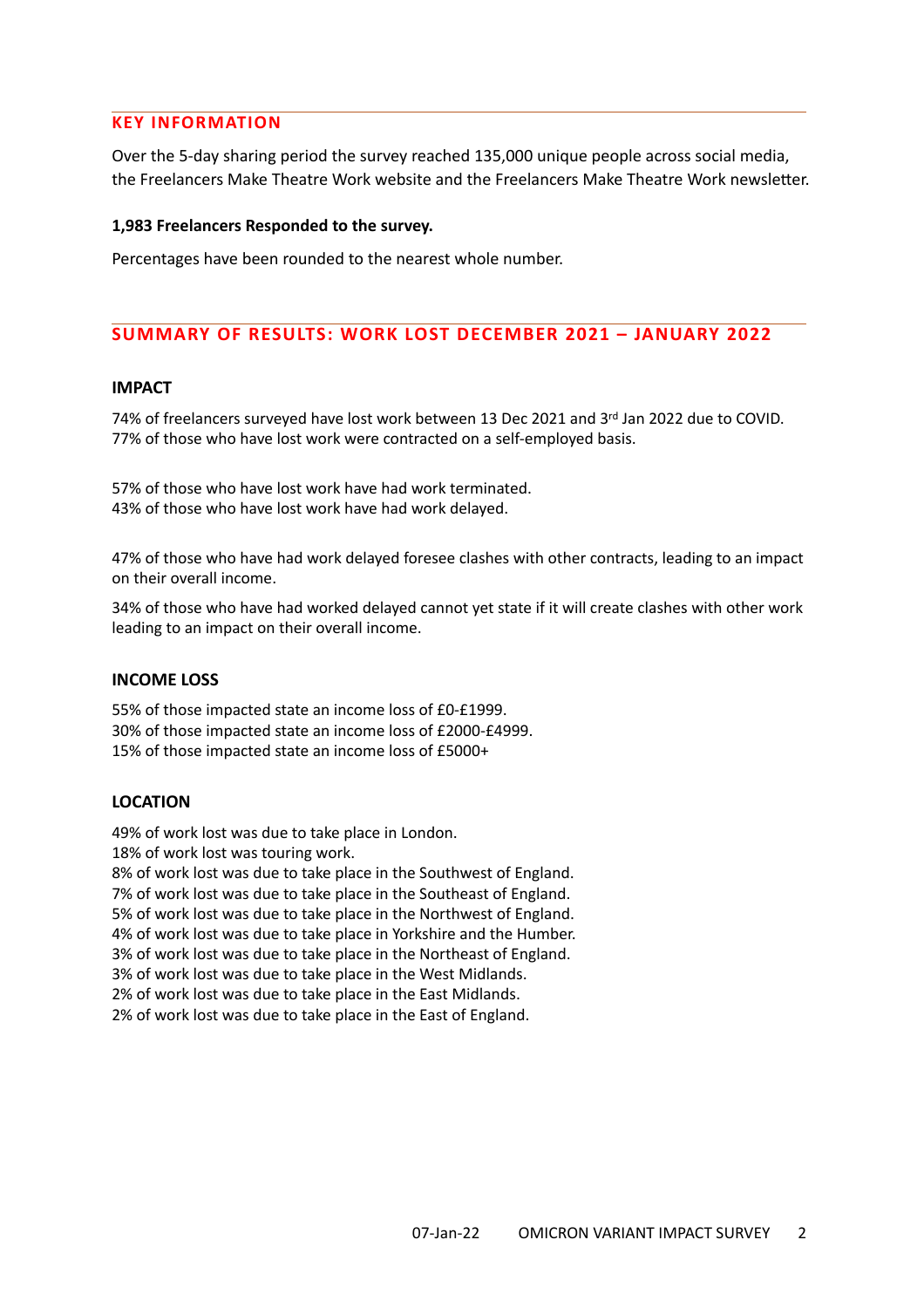## KEY INFORMATION

Over the 5-day sharing period the survey reached 135,000 unique people across social media, the Freelancers Make Theatre Work website and the Freelancers Make Theatre Work newsletter.

**1,983 Freelancers Responded to the survey.**

Percentages have been rounded to the nearest whole number.

## SUMMARY OF RESULTS: WORK LOST DECEMBER 2021 – JANUARY 2022

### IMPACT

74% of freelancers surveyed have lost work between 13 Dec 2021 and 3rd Jan 2022 due to COVID.
77% of those who have lost work were contracted on a self-employed basis.

57% of those who have lost work have had work terminated.
43% of those who have lost work have had work delayed.

47% of those who have had work delayed foresee clashes with other contracts, leading to an impact on their overall income.

34% of those who have had worked delayed cannot yet state if it will create clashes with other work leading to an impact on their overall income.

### INCOME LOSS

55% of those impacted state an income loss of £0-£1999.
30% of those impacted state an income loss of £2000-£4999.
15% of those impacted state an income loss of £5000+

### LOCATION

49% of work lost was due to take place in London.
18% of work lost was touring work.
8% of work lost was due to take place in the Southwest of England.
7% of work lost was due to take place in the Southeast of England.
5% of work lost was due to take place in the Northwest of England.
4% of work lost was due to take place in Yorkshire and the Humber.
3% of work lost was due to take place in the Northeast of England.
3% of work lost was due to take place in the West Midlands.
2% of work lost was due to take place in the East Midlands.
2% of work lost was due to take place in the East of England.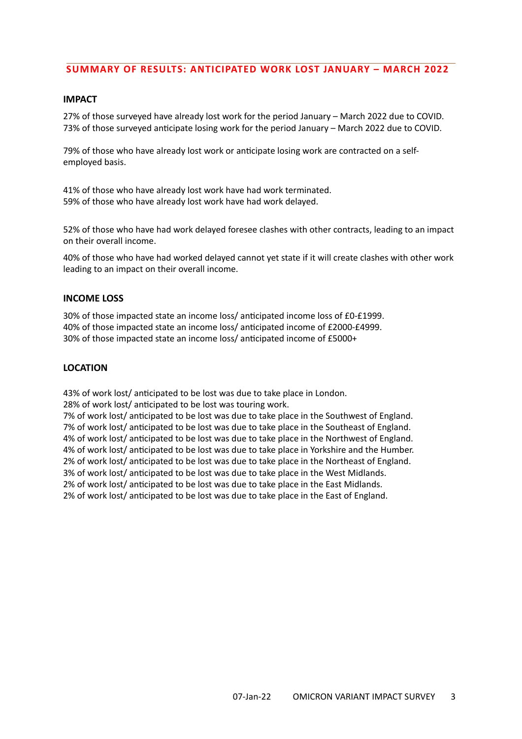## SUMMARY OF RESULTS: ANTICIPATED WORK LOST JANUARY – MARCH 2022

### IMPACT

27% of those surveyed have already lost work for the period January – March 2022 due to COVID.
73% of those surveyed anticipate losing work for the period January – March 2022 due to COVID.

79% of those who have already lost work or anticipate losing work are contracted on a self-employed basis.

41% of those who have already lost work have had work terminated.
59% of those who have already lost work have had work delayed.

52% of those who have had work delayed foresee clashes with other contracts, leading to an impact on their overall income.

40% of those who have had worked delayed cannot yet state if it will create clashes with other work leading to an impact on their overall income.

### INCOME LOSS

30% of those impacted state an income loss/ anticipated income loss of £0-£1999.
40% of those impacted state an income loss/ anticipated income of £2000-£4999.
30% of those impacted state an income loss/ anticipated income of £5000+

### LOCATION

43% of work lost/ anticipated to be lost was due to take place in London.
28% of work lost/ anticipated to be lost was touring work.
7% of work lost/ anticipated to be lost was due to take place in the Southwest of England.
7% of work lost/ anticipated to be lost was due to take place in the Southeast of England.
4% of work lost/ anticipated to be lost was due to take place in the Northwest of England.
4% of work lost/ anticipated to be lost was due to take place in Yorkshire and the Humber.
2% of work lost/ anticipated to be lost was due to take place in the Northeast of England.
3% of work lost/ anticipated to be lost was due to take place in the West Midlands.
2% of work lost/ anticipated to be lost was due to take place in the East Midlands.
2% of work lost/ anticipated to be lost was due to take place in the East of England.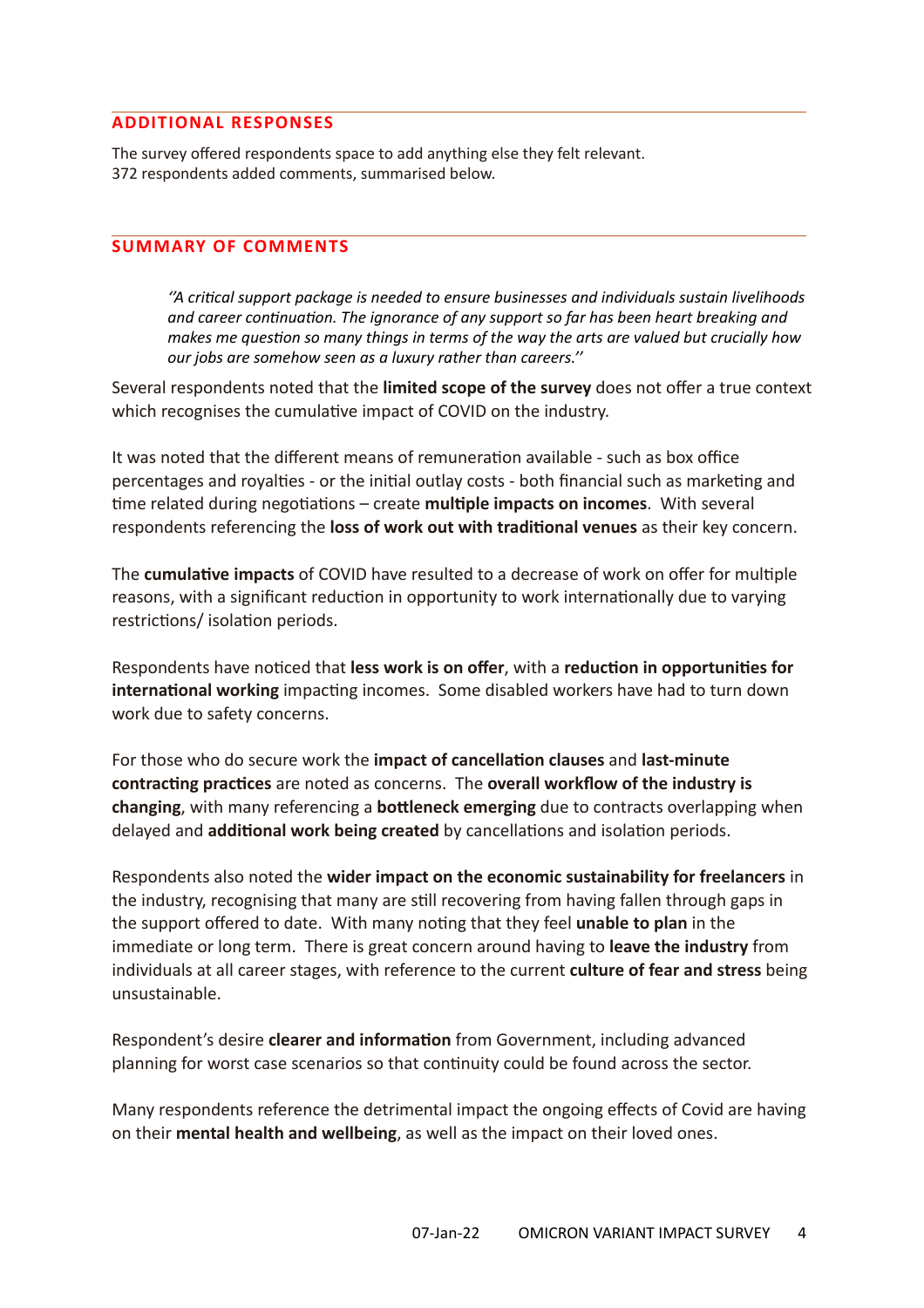## ADDITIONAL RESPONSES

The survey offered respondents space to add anything else they felt relevant.
372 respondents added comments, summarised below.

## SUMMARY OF COMMENTS

> *"A critical support package is needed to ensure businesses and individuals sustain livelihoods and career continuation. The ignorance of any support so far has been heart breaking and makes me question so many things in terms of the way the arts are valued but crucially how our jobs are somehow seen as a luxury rather than careers."*

Several respondents noted that the **limited scope of the survey** does not offer a true context which recognises the cumulative impact of COVID on the industry.

It was noted that the different means of remuneration available - such as box office percentages and royalties - or the initial outlay costs - both financial such as marketing and time related during negotiations – create **multiple impacts on incomes**. With several respondents referencing the **loss of work out with traditional venues** as their key concern.

The **cumulative impacts** of COVID have resulted to a decrease of work on offer for multiple reasons, with a significant reduction in opportunity to work internationally due to varying restrictions/ isolation periods.

Respondents have noticed that **less work is on offer**, with a **reduction in opportunities for international working** impacting incomes. Some disabled workers have had to turn down work due to safety concerns.

For those who do secure work the **impact of cancellation clauses** and **last-minute contracting practices** are noted as concerns. The **overall workflow of the industry is changing**, with many referencing a **bottleneck emerging** due to contracts overlapping when delayed and **additional work being created** by cancellations and isolation periods.

Respondents also noted the **wider impact on the economic sustainability for freelancers** in the industry, recognising that many are still recovering from having fallen through gaps in the support offered to date. With many noting that they feel **unable to plan** in the immediate or long term. There is great concern around having to **leave the industry** from individuals at all career stages, with reference to the current **culture of fear and stress** being unsustainable.

Respondent's desire **clearer and information** from Government, including advanced planning for worst case scenarios so that continuity could be found across the sector.

Many respondents reference the detrimental impact the ongoing effects of Covid are having on their **mental health and wellbeing**, as well as the impact on their loved ones.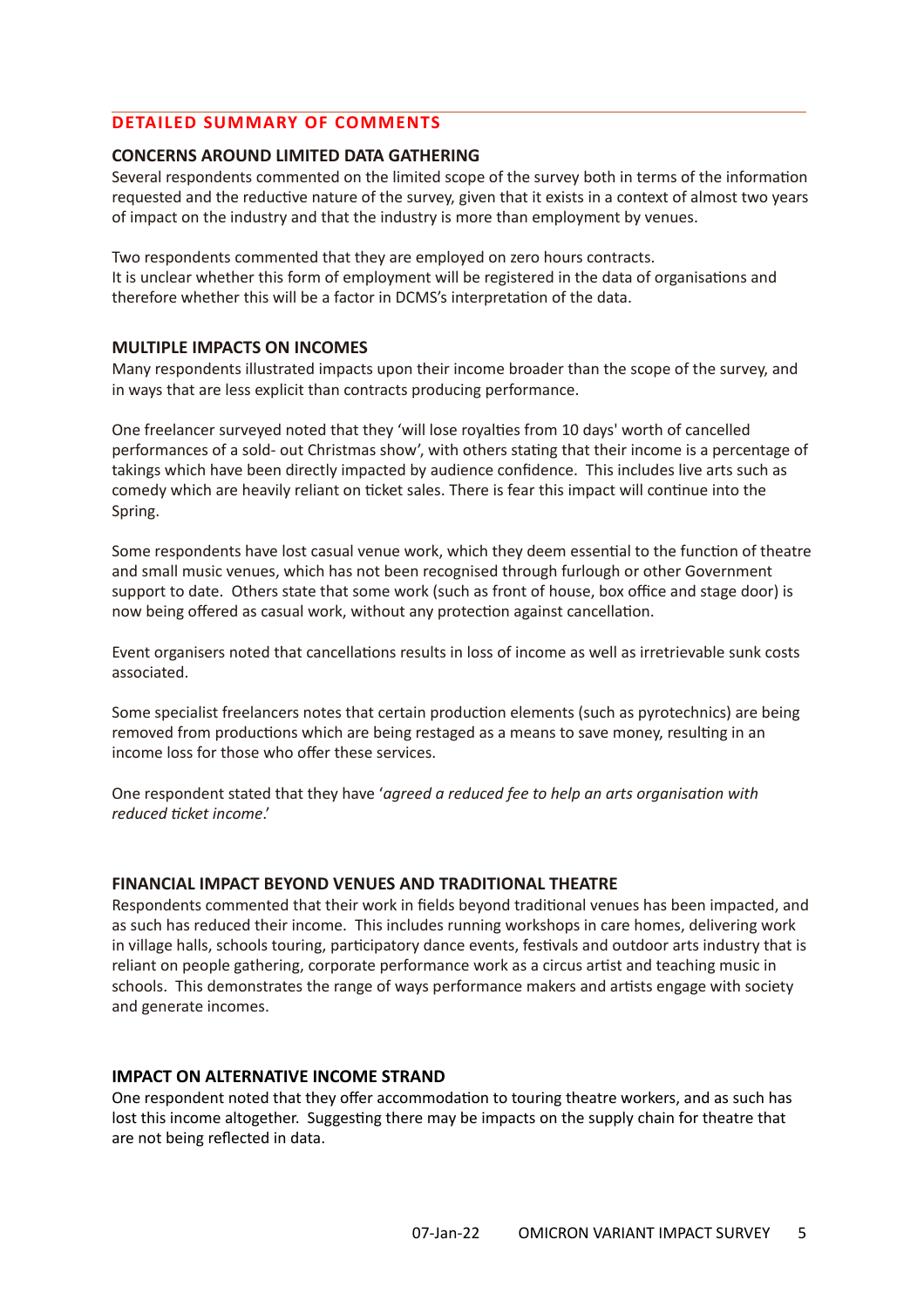## DETAILED SUMMARY OF COMMENTS

### CONCERNS AROUND LIMITED DATA GATHERING

Several respondents commented on the limited scope of the survey both in terms of the information requested and the reductive nature of the survey, given that it exists in a context of almost two years of impact on the industry and that the industry is more than employment by venues.

Two respondents commented that they are employed on zero hours contracts.
It is unclear whether this form of employment will be registered in the data of organisations and therefore whether this will be a factor in DCMS's interpretation of the data.

### MULTIPLE IMPACTS ON INCOMES

Many respondents illustrated impacts upon their income broader than the scope of the survey, and in ways that are less explicit than contracts producing performance.

One freelancer surveyed noted that they 'will lose royalties from 10 days' worth of cancelled performances of a sold- out Christmas show', with others stating that their income is a percentage of takings which have been directly impacted by audience confidence. This includes live arts such as comedy which are heavily reliant on ticket sales. There is fear this impact will continue into the Spring.

Some respondents have lost casual venue work, which they deem essential to the function of theatre and small music venues, which has not been recognised through furlough or other Government support to date. Others state that some work (such as front of house, box office and stage door) is now being offered as casual work, without any protection against cancellation.

Event organisers noted that cancellations results in loss of income as well as irretrievable sunk costs associated.

Some specialist freelancers notes that certain production elements (such as pyrotechnics) are being removed from productions which are being restaged as a means to save money, resulting in an income loss for those who offer these services.

One respondent stated that they have '*agreed a reduced fee to help an arts organisation with reduced ticket income*.'

### FINANCIAL IMPACT BEYOND VENUES AND TRADITIONAL THEATRE

Respondents commented that their work in fields beyond traditional venues has been impacted, and as such has reduced their income. This includes running workshops in care homes, delivering work in village halls, schools touring, participatory dance events, festivals and outdoor arts industry that is reliant on people gathering, corporate performance work as a circus artist and teaching music in schools. This demonstrates the range of ways performance makers and artists engage with society and generate incomes.

### IMPACT ON ALTERNATIVE INCOME STRAND

One respondent noted that they offer accommodation to touring theatre workers, and as such has lost this income altogether. Suggesting there may be impacts on the supply chain for theatre that are not being reflected in data.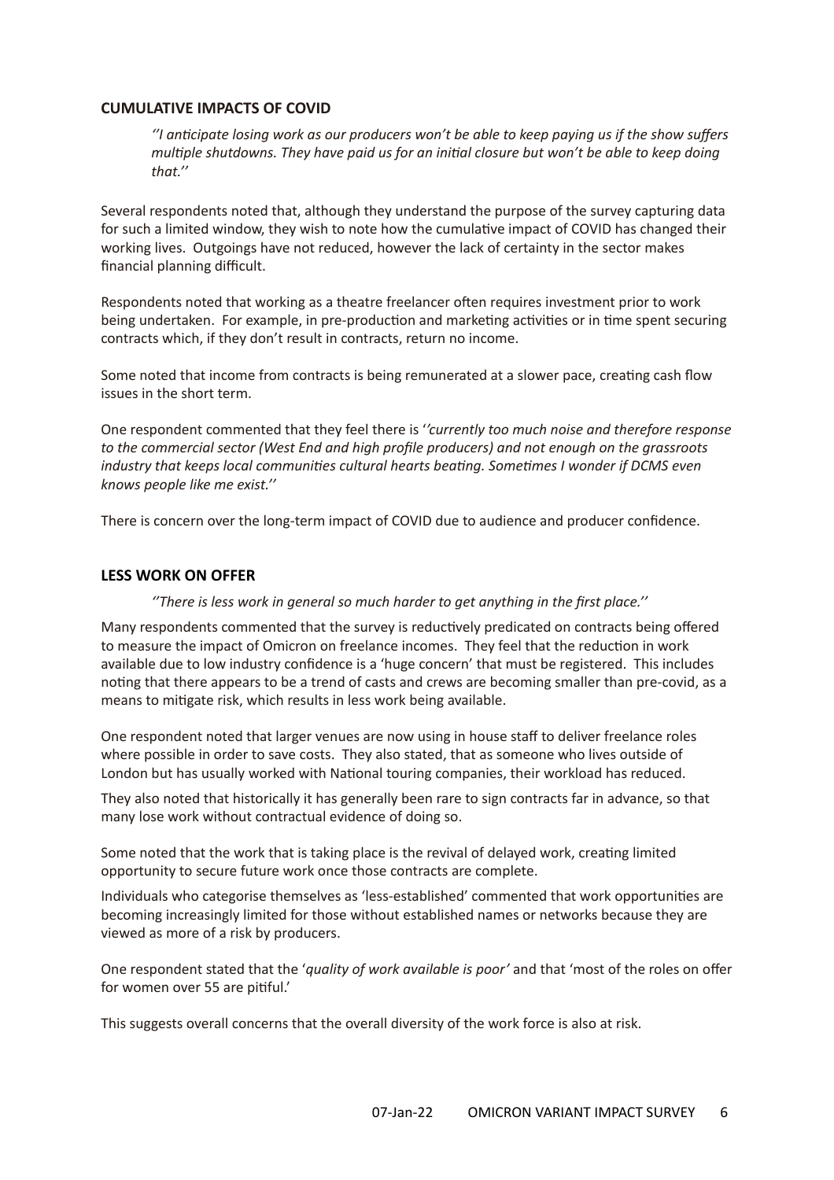## CUMULATIVE IMPACTS OF COVID

> *''I anticipate losing work as our producers won't be able to keep paying us if the show suffers multiple shutdowns. They have paid us for an initial closure but won't be able to keep doing that.''*

Several respondents noted that, although they understand the purpose of the survey capturing data for such a limited window, they wish to note how the cumulative impact of COVID has changed their working lives. Outgoings have not reduced, however the lack of certainty in the sector makes financial planning difficult.

Respondents noted that working as a theatre freelancer often requires investment prior to work being undertaken. For example, in pre-production and marketing activities or in time spent securing contracts which, if they don't result in contracts, return no income.

Some noted that income from contracts is being remunerated at a slower pace, creating cash flow issues in the short term.

One respondent commented that they feel there is '*'currently too much noise and therefore response to the commercial sector (West End and high profile producers) and not enough on the grassroots industry that keeps local communities cultural hearts beating. Sometimes I wonder if DCMS even knows people like me exist.''*

There is concern over the long-term impact of COVID due to audience and producer confidence.

## LESS WORK ON OFFER

> *''There is less work in general so much harder to get anything in the first place.''*

Many respondents commented that the survey is reductively predicated on contracts being offered to measure the impact of Omicron on freelance incomes. They feel that the reduction in work available due to low industry confidence is a 'huge concern' that must be registered. This includes noting that there appears to be a trend of casts and crews are becoming smaller than pre-covid, as a means to mitigate risk, which results in less work being available.

One respondent noted that larger venues are now using in house staff to deliver freelance roles where possible in order to save costs. They also stated, that as someone who lives outside of London but has usually worked with National touring companies, their workload has reduced.

They also noted that historically it has generally been rare to sign contracts far in advance, so that many lose work without contractual evidence of doing so.

Some noted that the work that is taking place is the revival of delayed work, creating limited opportunity to secure future work once those contracts are complete.

Individuals who categorise themselves as 'less-established' commented that work opportunities are becoming increasingly limited for those without established names or networks because they are viewed as more of a risk by producers.

One respondent stated that the '*quality of work available is poor'* and that 'most of the roles on offer for women over 55 are pitiful.'

This suggests overall concerns that the overall diversity of the work force is also at risk.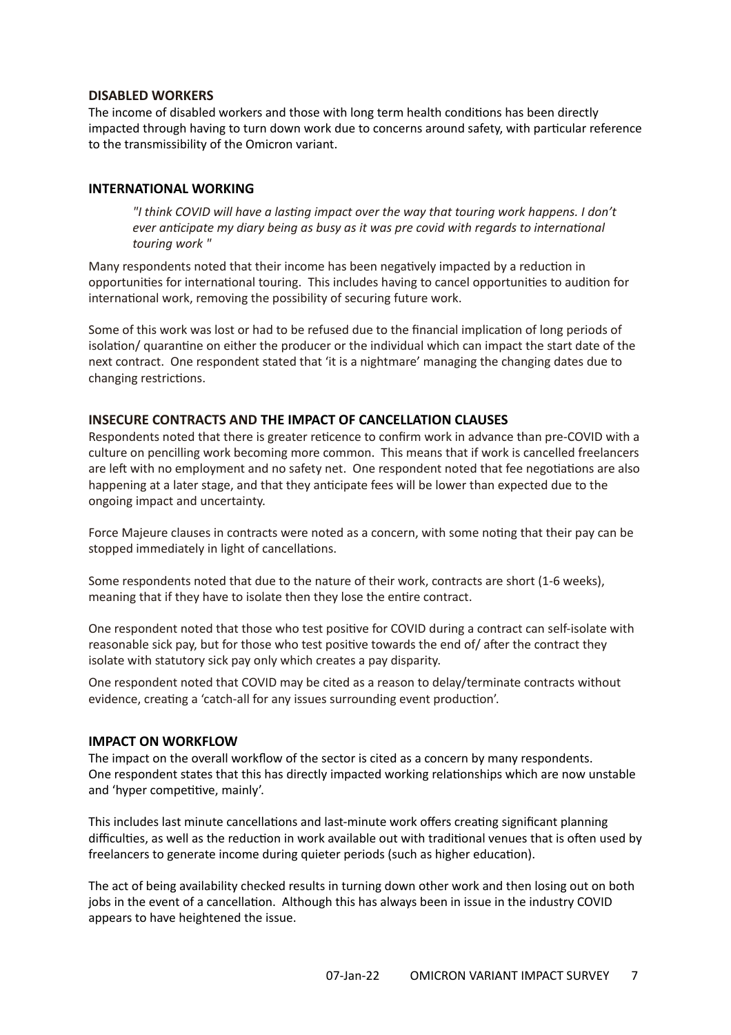### DISABLED WORKERS

The income of disabled workers and those with long term health conditions has been directly impacted through having to turn down work due to concerns around safety, with particular reference to the transmissibility of the Omicron variant.

### INTERNATIONAL WORKING

> *"I think COVID will have a lasting impact over the way that touring work happens. I don't ever anticipate my diary being as busy as it was pre covid with regards to international touring work "*

Many respondents noted that their income has been negatively impacted by a reduction in opportunities for international touring. This includes having to cancel opportunities to audition for international work, removing the possibility of securing future work.

Some of this work was lost or had to be refused due to the financial implication of long periods of isolation/ quarantine on either the producer or the individual which can impact the start date of the next contract. One respondent stated that 'it is a nightmare' managing the changing dates due to changing restrictions.

### INSECURE CONTRACTS AND THE IMPACT OF CANCELLATION CLAUSES

Respondents noted that there is greater reticence to confirm work in advance than pre-COVID with a culture on pencilling work becoming more common. This means that if work is cancelled freelancers are left with no employment and no safety net. One respondent noted that fee negotiations are also happening at a later stage, and that they anticipate fees will be lower than expected due to the ongoing impact and uncertainty.

Force Majeure clauses in contracts were noted as a concern, with some noting that their pay can be stopped immediately in light of cancellations.

Some respondents noted that due to the nature of their work, contracts are short (1-6 weeks), meaning that if they have to isolate then they lose the entire contract.

One respondent noted that those who test positive for COVID during a contract can self-isolate with reasonable sick pay, but for those who test positive towards the end of/ after the contract they isolate with statutory sick pay only which creates a pay disparity.

One respondent noted that COVID may be cited as a reason to delay/terminate contracts without evidence, creating a 'catch-all for any issues surrounding event production'.

### IMPACT ON WORKFLOW

The impact on the overall workflow of the sector is cited as a concern by many respondents. One respondent states that this has directly impacted working relationships which are now unstable and 'hyper competitive, mainly'.

This includes last minute cancellations and last-minute work offers creating significant planning difficulties, as well as the reduction in work available out with traditional venues that is often used by freelancers to generate income during quieter periods (such as higher education).

The act of being availability checked results in turning down other work and then losing out on both jobs in the event of a cancellation. Although this has always been in issue in the industry COVID appears to have heightened the issue.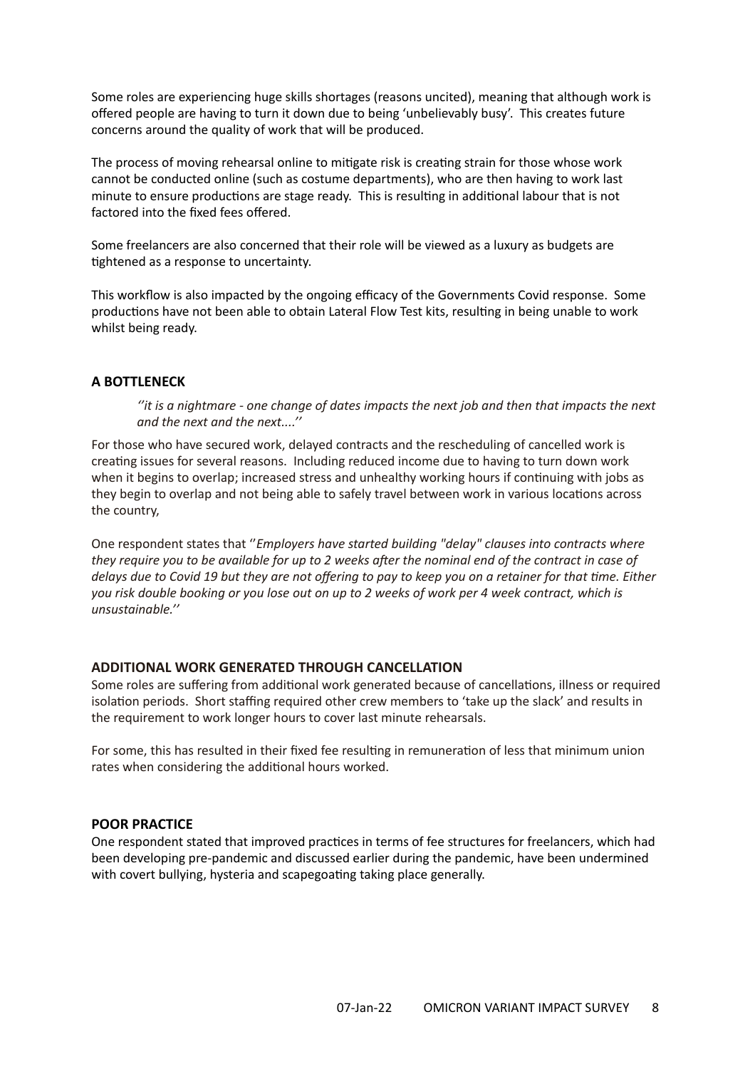Some roles are experiencing huge skills shortages (reasons uncited), meaning that although work is offered people are having to turn it down due to being 'unbelievably busy'. This creates future concerns around the quality of work that will be produced.

The process of moving rehearsal online to mitigate risk is creating strain for those whose work cannot be conducted online (such as costume departments), who are then having to work last minute to ensure productions are stage ready. This is resulting in additional labour that is not factored into the fixed fees offered.

Some freelancers are also concerned that their role will be viewed as a luxury as budgets are tightened as a response to uncertainty.

This workflow is also impacted by the ongoing efficacy of the Governments Covid response. Some productions have not been able to obtain Lateral Flow Test kits, resulting in being unable to work whilst being ready.

## A BOTTLENECK

> *''it is a nightmare - one change of dates impacts the next job and then that impacts the next and the next and the next....''*

For those who have secured work, delayed contracts and the rescheduling of cancelled work is creating issues for several reasons. Including reduced income due to having to turn down work when it begins to overlap; increased stress and unhealthy working hours if continuing with jobs as they begin to overlap and not being able to safely travel between work in various locations across the country,

One respondent states that ''*Employers have started building "delay" clauses into contracts where they require you to be available for up to 2 weeks after the nominal end of the contract in case of delays due to Covid 19 but they are not offering to pay to keep you on a retainer for that time. Either you risk double booking or you lose out on up to 2 weeks of work per 4 week contract, which is unsustainable.''*

## ADDITIONAL WORK GENERATED THROUGH CANCELLATION

Some roles are suffering from additional work generated because of cancellations, illness or required isolation periods. Short staffing required other crew members to 'take up the slack' and results in the requirement to work longer hours to cover last minute rehearsals.

For some, this has resulted in their fixed fee resulting in remuneration of less that minimum union rates when considering the additional hours worked.

## POOR PRACTICE

One respondent stated that improved practices in terms of fee structures for freelancers, which had been developing pre-pandemic and discussed earlier during the pandemic, have been undermined with covert bullying, hysteria and scapegoating taking place generally.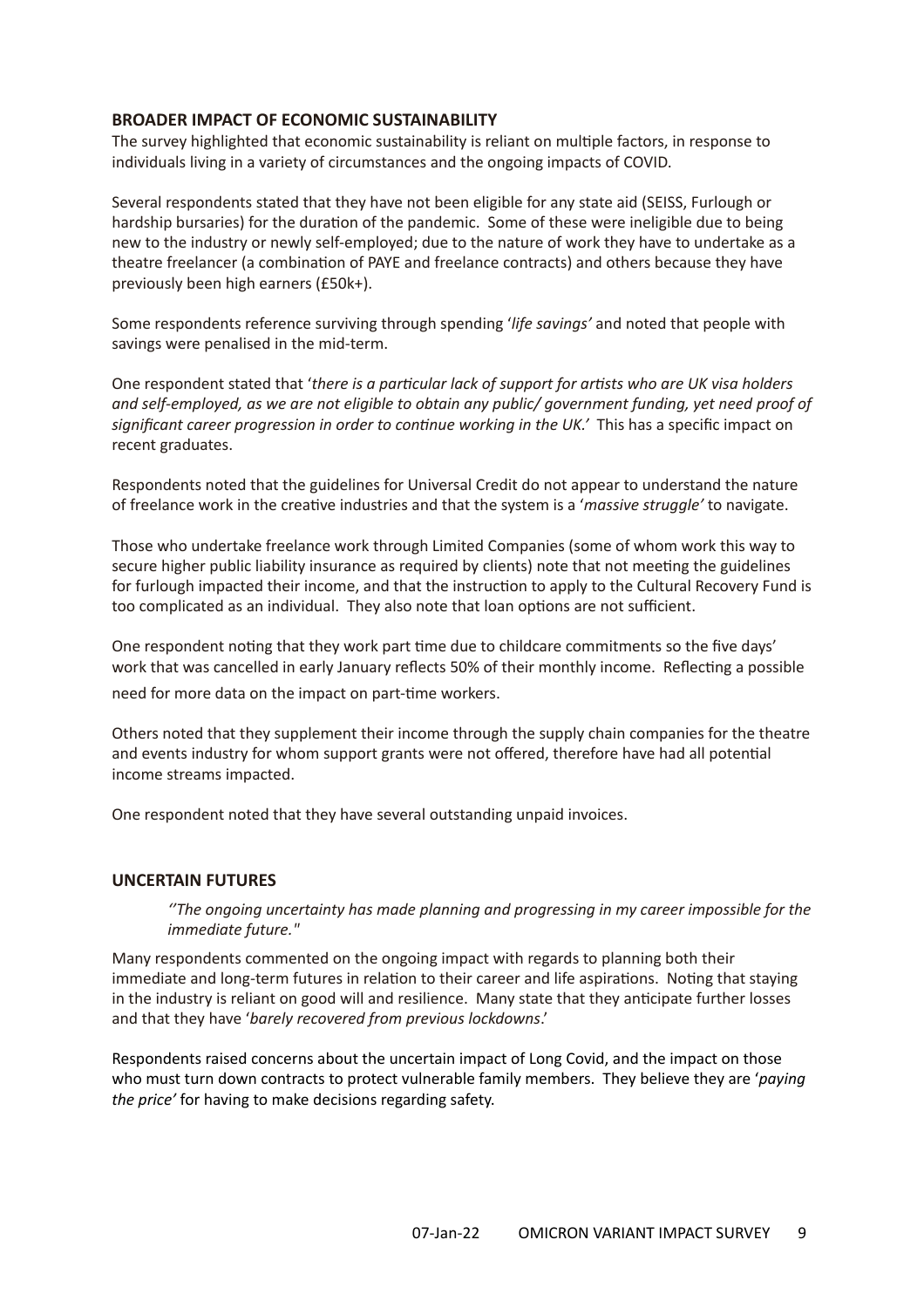## BROADER IMPACT OF ECONOMIC SUSTAINABILITY

The survey highlighted that economic sustainability is reliant on multiple factors, in response to individuals living in a variety of circumstances and the ongoing impacts of COVID.

Several respondents stated that they have not been eligible for any state aid (SEISS, Furlough or hardship bursaries) for the duration of the pandemic. Some of these were ineligible due to being new to the industry or newly self-employed; due to the nature of work they have to undertake as a theatre freelancer (a combination of PAYE and freelance contracts) and others because they have previously been high earners (£50k+).

Some respondents reference surviving through spending '*life savings*' and noted that people with savings were penalised in the mid-term.

One respondent stated that '*there is a particular lack of support for artists who are UK visa holders and self-employed, as we are not eligible to obtain any public/ government funding, yet need proof of significant career progression in order to continue working in the UK.*' This has a specific impact on recent graduates.

Respondents noted that the guidelines for Universal Credit do not appear to understand the nature of freelance work in the creative industries and that the system is a '*massive struggle*' to navigate.

Those who undertake freelance work through Limited Companies (some of whom work this way to secure higher public liability insurance as required by clients) note that not meeting the guidelines for furlough impacted their income, and that the instruction to apply to the Cultural Recovery Fund is too complicated as an individual. They also note that loan options are not sufficient.

One respondent noting that they work part time due to childcare commitments so the five days' work that was cancelled in early January reflects 50% of their monthly income. Reflecting a possible need for more data on the impact on part-time workers.

Others noted that they supplement their income through the supply chain companies for the theatre and events industry for whom support grants were not offered, therefore have had all potential income streams impacted.

One respondent noted that they have several outstanding unpaid invoices.

## UNCERTAIN FUTURES

> *''The ongoing uncertainty has made planning and progressing in my career impossible for the immediate future."*

Many respondents commented on the ongoing impact with regards to planning both their immediate and long-term futures in relation to their career and life aspirations. Noting that staying in the industry is reliant on good will and resilience. Many state that they anticipate further losses and that they have '*barely recovered from previous lockdowns*.'

Respondents raised concerns about the uncertain impact of Long Covid, and the impact on those who must turn down contracts to protect vulnerable family members. They believe they are '*paying the price*' for having to make decisions regarding safety.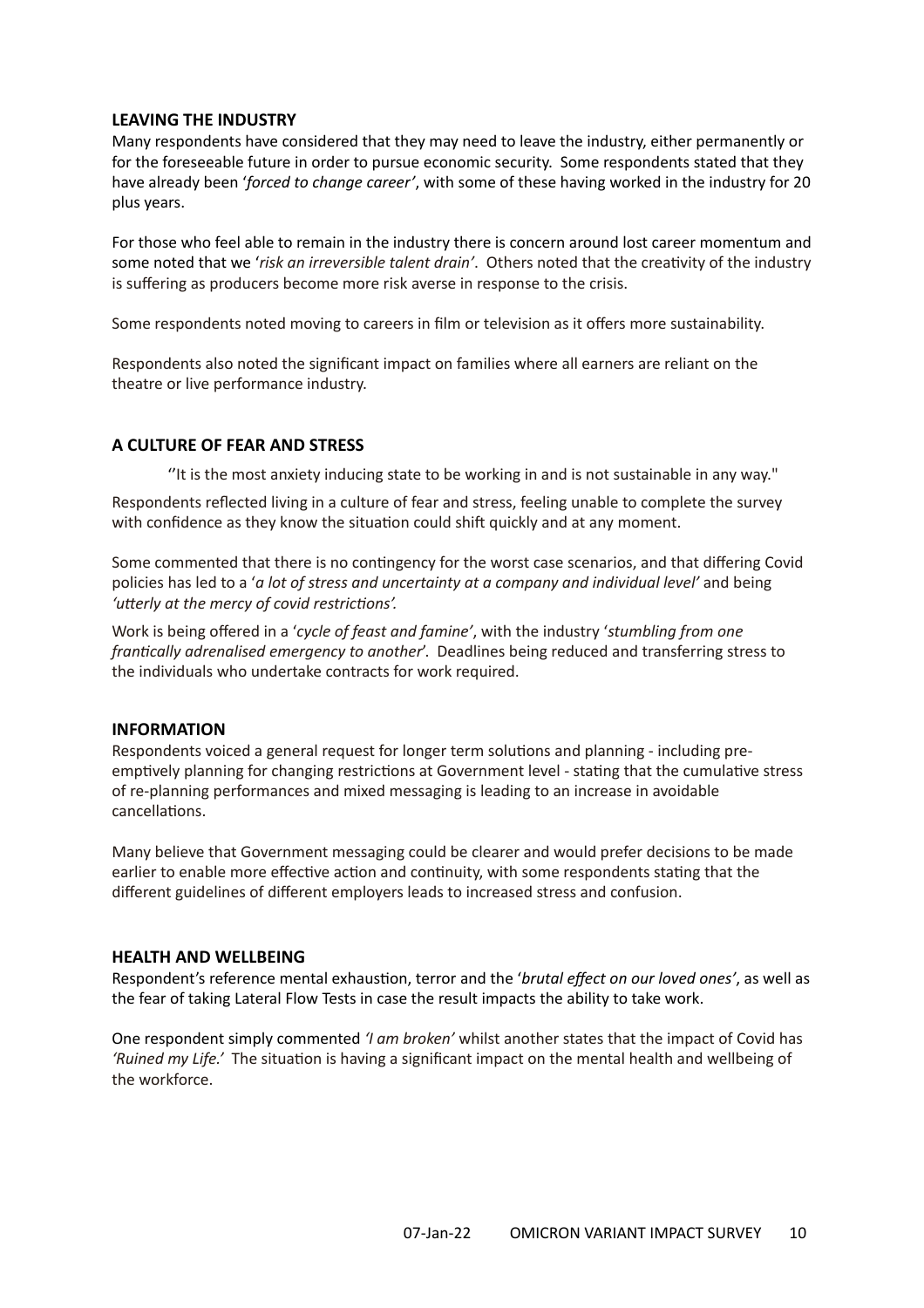## LEAVING THE INDUSTRY

Many respondents have considered that they may need to leave the industry, either permanently or for the foreseeable future in order to pursue economic security. Some respondents stated that they have already been '*forced to change career'*, with some of these having worked in the industry for 20 plus years.

For those who feel able to remain in the industry there is concern around lost career momentum and some noted that we '*risk an irreversible talent drain'*. Others noted that the creativity of the industry is suffering as producers become more risk averse in response to the crisis.

Some respondents noted moving to careers in film or television as it offers more sustainability.

Respondents also noted the significant impact on families where all earners are reliant on the theatre or live performance industry.

## A CULTURE OF FEAR AND STRESS

> ''It is the most anxiety inducing state to be working in and is not sustainable in any way."

Respondents reflected living in a culture of fear and stress, feeling unable to complete the survey with confidence as they know the situation could shift quickly and at any moment.

Some commented that there is no contingency for the worst case scenarios, and that differing Covid policies has led to a '*a lot of stress and uncertainty at a company and individual level'* and being *'utterly at the mercy of covid restrictions'.*

Work is being offered in a '*cycle of feast and famine'*, with the industry '*stumbling from one frantically adrenalised emergency to another*'. Deadlines being reduced and transferring stress to the individuals who undertake contracts for work required.

## INFORMATION

Respondents voiced a general request for longer term solutions and planning - including pre-emptively planning for changing restrictions at Government level - stating that the cumulative stress of re-planning performances and mixed messaging is leading to an increase in avoidable cancellations.

Many believe that Government messaging could be clearer and would prefer decisions to be made earlier to enable more effective action and continuity, with some respondents stating that the different guidelines of different employers leads to increased stress and confusion.

## HEALTH AND WELLBEING

Respondent's reference mental exhaustion, terror and the '*brutal effect on our loved ones'*, as well as the fear of taking Lateral Flow Tests in case the result impacts the ability to take work.

One respondent simply commented *'I am broken'* whilst another states that the impact of Covid has *'Ruined my Life.'* The situation is having a significant impact on the mental health and wellbeing of the workforce.